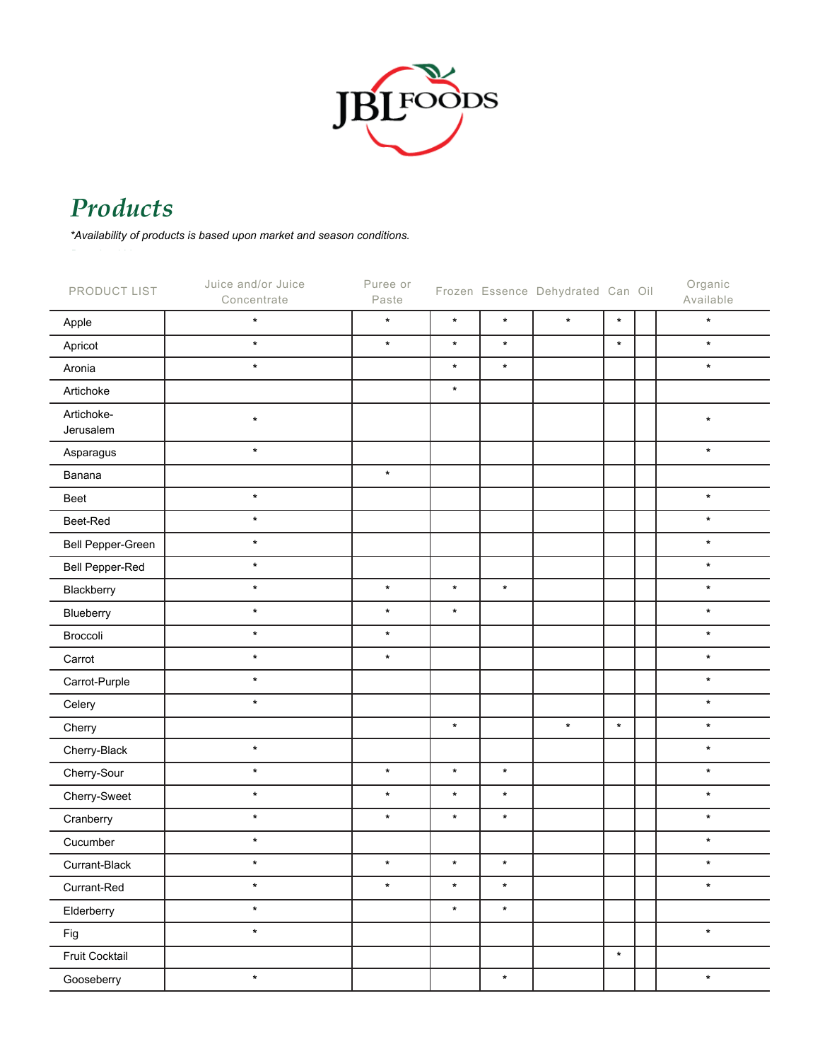JBL FOODS

# Products

*\*Availability of products is based upon market and season conditions.*

| PRODUCT LIST | Juice and/or Juice Concentrate | Puree or Paste | Frozen | Essence | Dehydrated | Can | Oil | Organic Available |
|---|---|---|---|---|---|---|---|---|
| Apple | * | * | * | * | * | * | | * |
| Apricot | * | * | * | * | | * | | * |
| Aronia | * | | * | * | | | | * |
| Artichoke | | | * | | | | | |
| Artichoke-Jerusalem | * | | | | | | | * |
| Asparagus | * | | | | | | | * |
| Banana | | * | | | | | | |
| Beet | * | | | | | | | * |
| Beet-Red | * | | | | | | | * |
| Bell Pepper-Green | * | | | | | | | * |
| Bell Pepper-Red | * | | | | | | | * |
| Blackberry | * | * | * | * | | | | * |
| Blueberry | * | * | * | | | | | * |
| Broccoli | * | * | | | | | | * |
| Carrot | * | * | | | | | | * |
| Carrot-Purple | * | | | | | | | * |
| Celery | * | | | | | | | * |
| Cherry | | | * | | * | * | | * |
| Cherry-Black | * | | | | | | | * |
| Cherry-Sour | * | * | * | * | | | | * |
| Cherry-Sweet | * | * | * | * | | | | * |
| Cranberry | * | * | * | * | | | | * |
| Cucumber | * | | | | | | | * |
| Currant-Black | * | * | * | * | | | | * |
| Currant-Red | * | * | * | * | | | | * |
| Elderberry | * | | * | * | | | | |
| Fig | * | | | | | | | * |
| Fruit Cocktail | | | | | | * | | |
| Gooseberry | * | | | * | | | | * |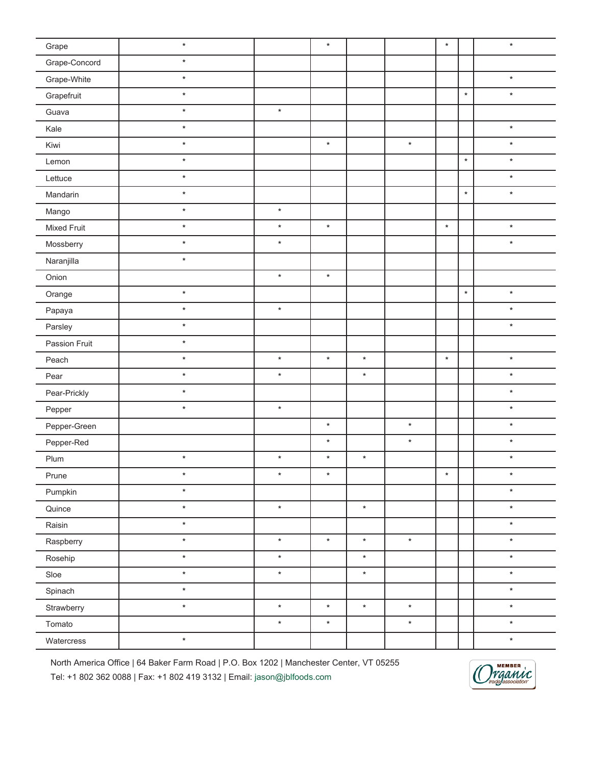| | | | | | | | | |
|---|---|---|---|---|---|---|---|---|
| Grape | * | | * | | | * | | * |
| Grape-Concord | * | | | | | | | |
| Grape-White | * | | | | | | | * |
| Grapefruit | * | | | | | | * | * |
| Guava | * | * | | | | | | |
| Kale | * | | | | | | | * |
| Kiwi | * | | * | | * | | | * |
| Lemon | * | | | | | | * | * |
| Lettuce | * | | | | | | | * |
| Mandarin | * | | | | | | * | * |
| Mango | * | * | | | | | | |
| Mixed Fruit | * | * | * | | | * | | * |
| Mossberry | * | * | | | | | | * |
| Naranjilla | * | | | | | | | |
| Onion | | * | * | | | | | |
| Orange | * | | | | | | * | * |
| Papaya | * | * | | | | | | * |
| Parsley | * | | | | | | | * |
| Passion Fruit | * | | | | | | | |
| Peach | * | * | * | * | | * | | * |
| Pear | * | * | | * | | | | * |
| Pear-Prickly | * | | | | | | | * |
| Pepper | * | * | | | | | | * |
| Pepper-Green | | | * | | * | | | * |
| Pepper-Red | | | * | | * | | | * |
| Plum | * | * | * | * | | | | * |
| Prune | * | * | * | | | * | | * |
| Pumpkin | * | | | | | | | * |
| Quince | * | * | | * | | | | * |
| Raisin | * | | | | | | | * |
| Raspberry | * | * | * | * | * | | | * |
| Rosehip | * | * | | * | | | | * |
| Sloe | * | * | | * | | | | * |
| Spinach | * | | | | | | | * |
| Strawberry | * | * | * | * | * | | | * |
| Tomato | | * | * | | * | | | * |
| Watercress | * | | | | | | | * |

North America Office | 64 Baker Farm Road | P.O. Box 1202 | Manchester Center, VT 05255
Tel: +1 802 362 0088 | Fax: +1 802 419 3132 | Email: jason@jblfoods.com